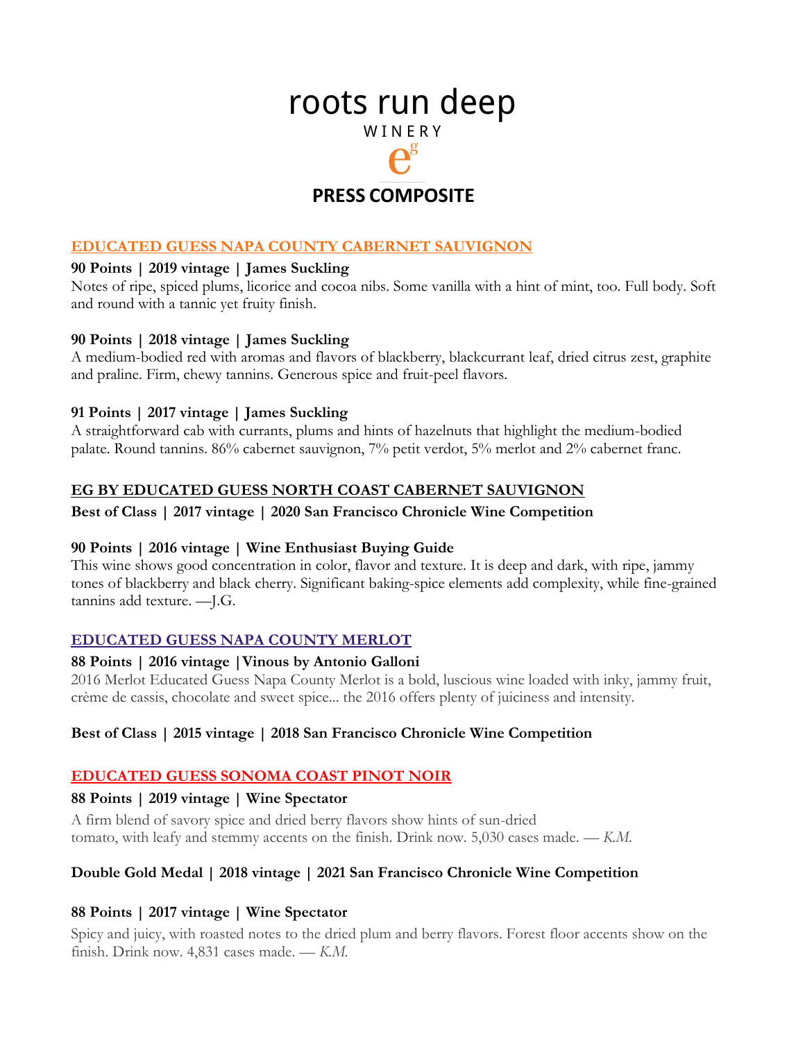# roots run deep

WINERY

eg

## PRESS COMPOSITE

### EDUCATED GUESS NAPA COUNTY CABERNET SAUVIGNON

**90 Points | 2019 vintage | James Suckling**
Notes of ripe, spiced plums, licorice and cocoa nibs. Some vanilla with a hint of mint, too. Full body. Soft and round with a tannic yet fruity finish.

**90 Points | 2018 vintage | James Suckling**
A medium-bodied red with aromas and flavors of blackberry, blackcurrant leaf, dried citrus zest, graphite and praline. Firm, chewy tannins. Generous spice and fruit-peel flavors.

**91 Points | 2017 vintage | James Suckling**
A straightforward cab with currants, plums and hints of hazelnuts that highlight the medium-bodied palate. Round tannins. 86% cabernet sauvignon, 7% petit verdot, 5% merlot and 2% cabernet franc.

### EG BY EDUCATED GUESS NORTH COAST CABERNET SAUVIGNON

**Best of Class | 2017 vintage | 2020 San Francisco Chronicle Wine Competition**

**90 Points | 2016 vintage | Wine Enthusiast Buying Guide**
This wine shows good concentration in color, flavor and texture. It is deep and dark, with ripe, jammy tones of blackberry and black cherry. Significant baking-spice elements add complexity, while fine-grained tannins add texture. —J.G.

### EDUCATED GUESS NAPA COUNTY MERLOT

**88 Points | 2016 vintage |Vinous by Antonio Galloni**
2016 Merlot Educated Guess Napa County Merlot is a bold, luscious wine loaded with inky, jammy fruit, crème de cassis, chocolate and sweet spice... the 2016 offers plenty of juiciness and intensity.

**Best of Class | 2015 vintage | 2018 San Francisco Chronicle Wine Competition**

### EDUCATED GUESS SONOMA COAST PINOT NOIR

**88 Points | 2019 vintage | Wine Spectator**
A firm blend of savory spice and dried berry flavors show hints of sun-dried tomato, with leafy and stemmy accents on the finish. Drink now. 5,030 cases made. — *K.M.*

**Double Gold Medal | 2018 vintage | 2021 San Francisco Chronicle Wine Competition**

**88 Points | 2017 vintage | Wine Spectator**
Spicy and juicy, with roasted notes to the dried plum and berry flavors. Forest floor accents show on the finish. Drink now. 4,831 cases made. — *K.M.*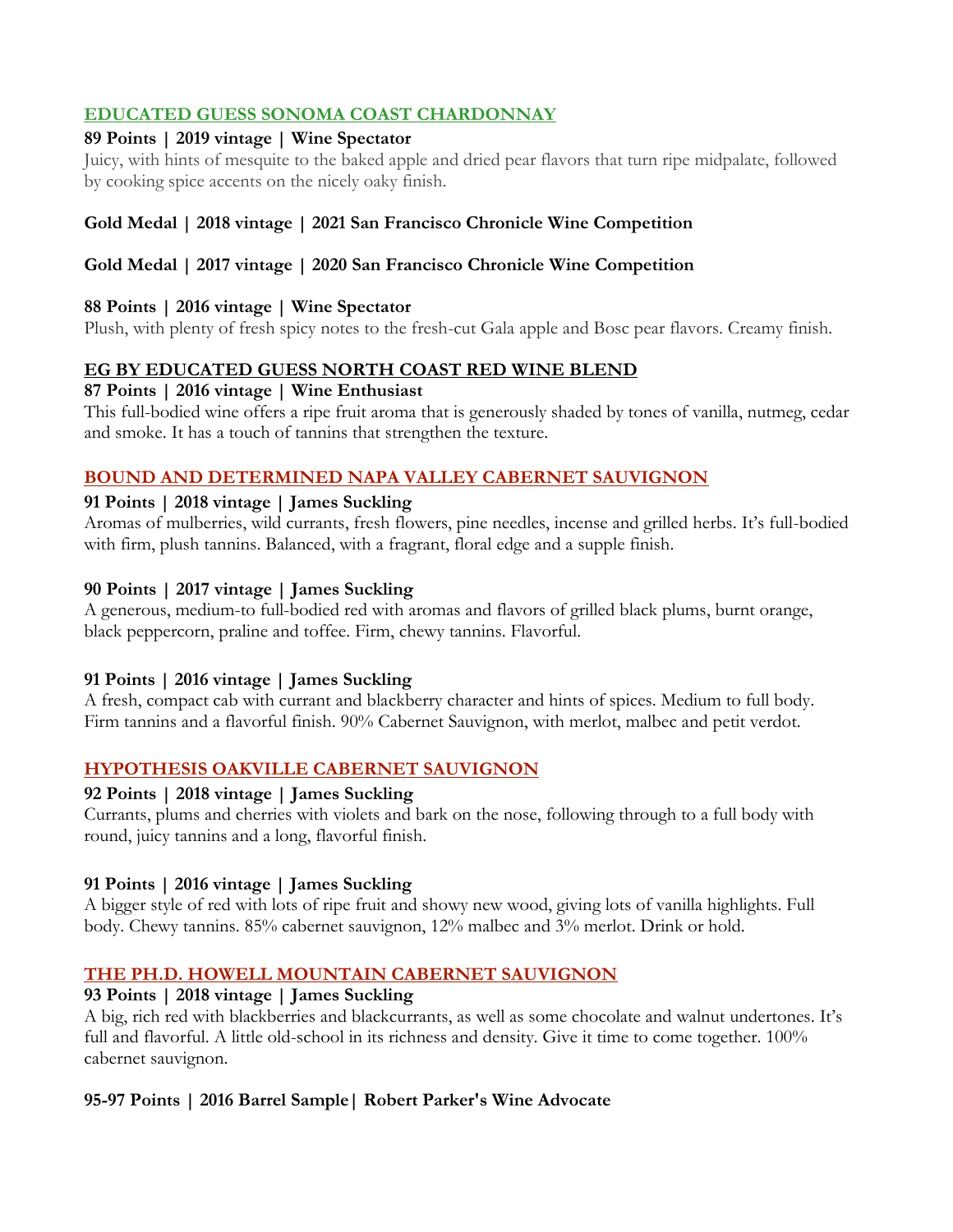## EDUCATED GUESS SONOMA COAST CHARDONNAY

**89 Points | 2019 vintage | Wine Spectator**

Juicy, with hints of mesquite to the baked apple and dried pear flavors that turn ripe midpalate, followed by cooking spice accents on the nicely oaky finish.

**Gold Medal | 2018 vintage | 2021 San Francisco Chronicle Wine Competition**

**Gold Medal | 2017 vintage | 2020 San Francisco Chronicle Wine Competition**

**88 Points | 2016 vintage | Wine Spectator**

Plush, with plenty of fresh spicy notes to the fresh-cut Gala apple and Bosc pear flavors. Creamy finish.

## EG BY EDUCATED GUESS NORTH COAST RED WINE BLEND

**87 Points | 2016 vintage | Wine Enthusiast**

This full-bodied wine offers a ripe fruit aroma that is generously shaded by tones of vanilla, nutmeg, cedar and smoke. It has a touch of tannins that strengthen the texture.

## BOUND AND DETERMINED NAPA VALLEY CABERNET SAUVIGNON

**91 Points | 2018 vintage | James Suckling**

Aromas of mulberries, wild currants, fresh flowers, pine needles, incense and grilled herbs. It's full-bodied with firm, plush tannins. Balanced, with a fragrant, floral edge and a supple finish.

**90 Points | 2017 vintage | James Suckling**

A generous, medium-to full-bodied red with aromas and flavors of grilled black plums, burnt orange, black peppercorn, praline and toffee. Firm, chewy tannins. Flavorful.

**91 Points | 2016 vintage | James Suckling**

A fresh, compact cab with currant and blackberry character and hints of spices. Medium to full body. Firm tannins and a flavorful finish. 90% Cabernet Sauvignon, with merlot, malbec and petit verdot.

## HYPOTHESIS OAKVILLE CABERNET SAUVIGNON

**92 Points | 2018 vintage | James Suckling**

Currants, plums and cherries with violets and bark on the nose, following through to a full body with round, juicy tannins and a long, flavorful finish.

**91 Points | 2016 vintage | James Suckling**

A bigger style of red with lots of ripe fruit and showy new wood, giving lots of vanilla highlights. Full body. Chewy tannins. 85% cabernet sauvignon, 12% malbec and 3% merlot. Drink or hold.

## THE PH.D. HOWELL MOUNTAIN CABERNET SAUVIGNON

**93 Points | 2018 vintage | James Suckling**

A big, rich red with blackberries and blackcurrants, as well as some chocolate and walnut undertones. It's full and flavorful. A little old-school in its richness and density. Give it time to come together. 100% cabernet sauvignon.

**95-97 Points | 2016 Barrel Sample| Robert Parker's Wine Advocate**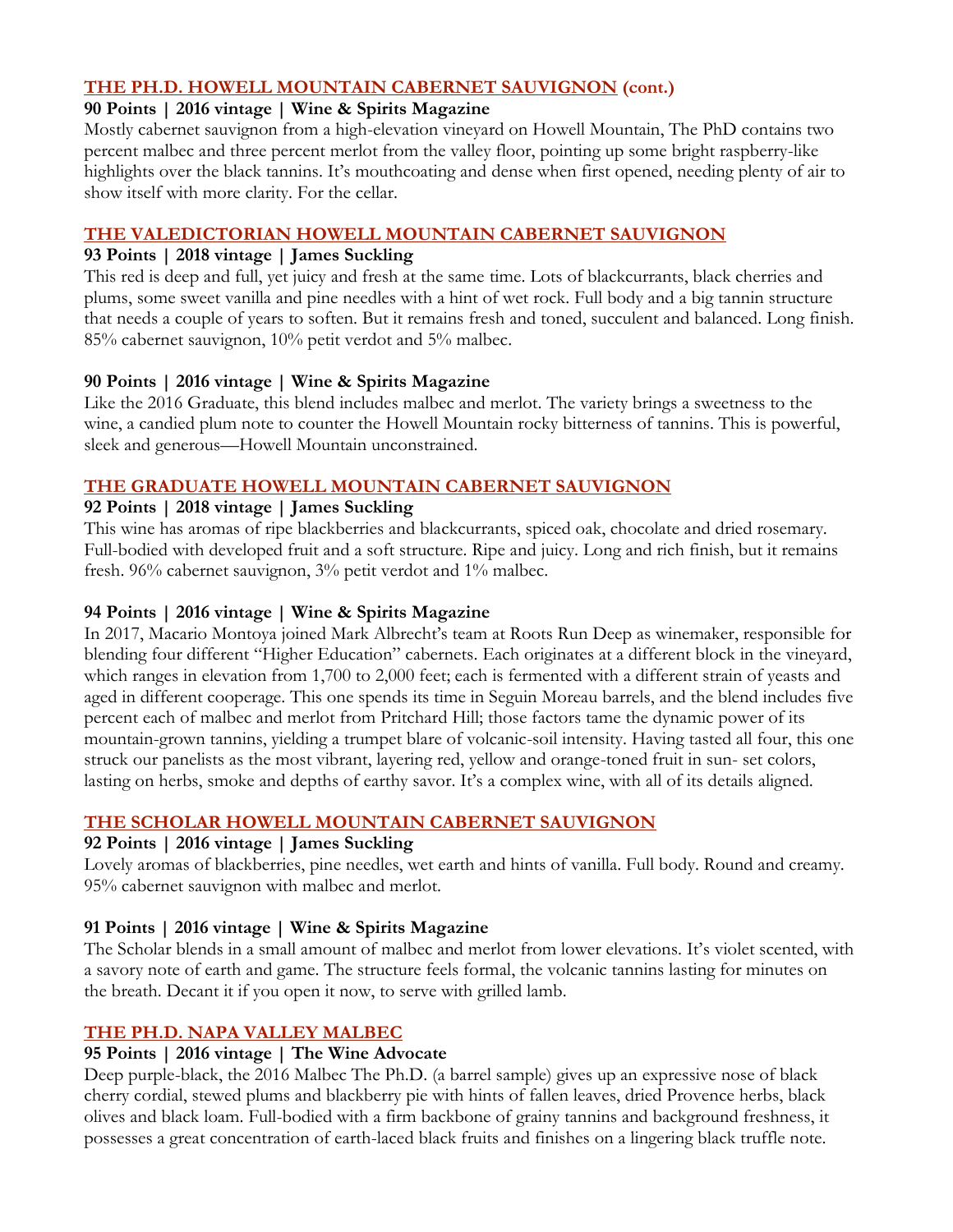## THE PH.D. HOWELL MOUNTAIN CABERNET SAUVIGNON (cont.)

**90 Points | 2016 vintage | Wine & Spirits Magazine**

Mostly cabernet sauvignon from a high-elevation vineyard on Howell Mountain, The PhD contains two percent malbec and three percent merlot from the valley floor, pointing up some bright raspberry-like highlights over the black tannins. It's mouthcoating and dense when first opened, needing plenty of air to show itself with more clarity. For the cellar.

## THE VALEDICTORIAN HOWELL MOUNTAIN CABERNET SAUVIGNON

**93 Points | 2018 vintage | James Suckling**

This red is deep and full, yet juicy and fresh at the same time. Lots of blackcurrants, black cherries and plums, some sweet vanilla and pine needles with a hint of wet rock. Full body and a big tannin structure that needs a couple of years to soften. But it remains fresh and toned, succulent and balanced. Long finish. 85% cabernet sauvignon, 10% petit verdot and 5% malbec.

**90 Points | 2016 vintage | Wine & Spirits Magazine**

Like the 2016 Graduate, this blend includes malbec and merlot. The variety brings a sweetness to the wine, a candied plum note to counter the Howell Mountain rocky bitterness of tannins. This is powerful, sleek and generous—Howell Mountain unconstrained.

## THE GRADUATE HOWELL MOUNTAIN CABERNET SAUVIGNON

**92 Points | 2018 vintage | James Suckling**

This wine has aromas of ripe blackberries and blackcurrants, spiced oak, chocolate and dried rosemary. Full-bodied with developed fruit and a soft structure. Ripe and juicy. Long and rich finish, but it remains fresh. 96% cabernet sauvignon, 3% petit verdot and 1% malbec.

**94 Points | 2016 vintage | Wine & Spirits Magazine**

In 2017, Macario Montoya joined Mark Albrecht's team at Roots Run Deep as winemaker, responsible for blending four different "Higher Education" cabernets. Each originates at a different block in the vineyard, which ranges in elevation from 1,700 to 2,000 feet; each is fermented with a different strain of yeasts and aged in different cooperage. This one spends its time in Seguin Moreau barrels, and the blend includes five percent each of malbec and merlot from Pritchard Hill; those factors tame the dynamic power of its mountain-grown tannins, yielding a trumpet blare of volcanic-soil intensity. Having tasted all four, this one struck our panelists as the most vibrant, layering red, yellow and orange-toned fruit in sun- set colors, lasting on herbs, smoke and depths of earthy savor. It's a complex wine, with all of its details aligned.

## THE SCHOLAR HOWELL MOUNTAIN CABERNET SAUVIGNON

**92 Points | 2016 vintage | James Suckling**

Lovely aromas of blackberries, pine needles, wet earth and hints of vanilla. Full body. Round and creamy. 95% cabernet sauvignon with malbec and merlot.

**91 Points | 2016 vintage | Wine & Spirits Magazine**

The Scholar blends in a small amount of malbec and merlot from lower elevations. It's violet scented, with a savory note of earth and game. The structure feels formal, the volcanic tannins lasting for minutes on the breath. Decant it if you open it now, to serve with grilled lamb.

## THE PH.D. NAPA VALLEY MALBEC

**95 Points | 2016 vintage | The Wine Advocate**

Deep purple-black, the 2016 Malbec The Ph.D. (a barrel sample) gives up an expressive nose of black cherry cordial, stewed plums and blackberry pie with hints of fallen leaves, dried Provence herbs, black olives and black loam. Full-bodied with a firm backbone of grainy tannins and background freshness, it possesses a great concentration of earth-laced black fruits and finishes on a lingering black truffle note.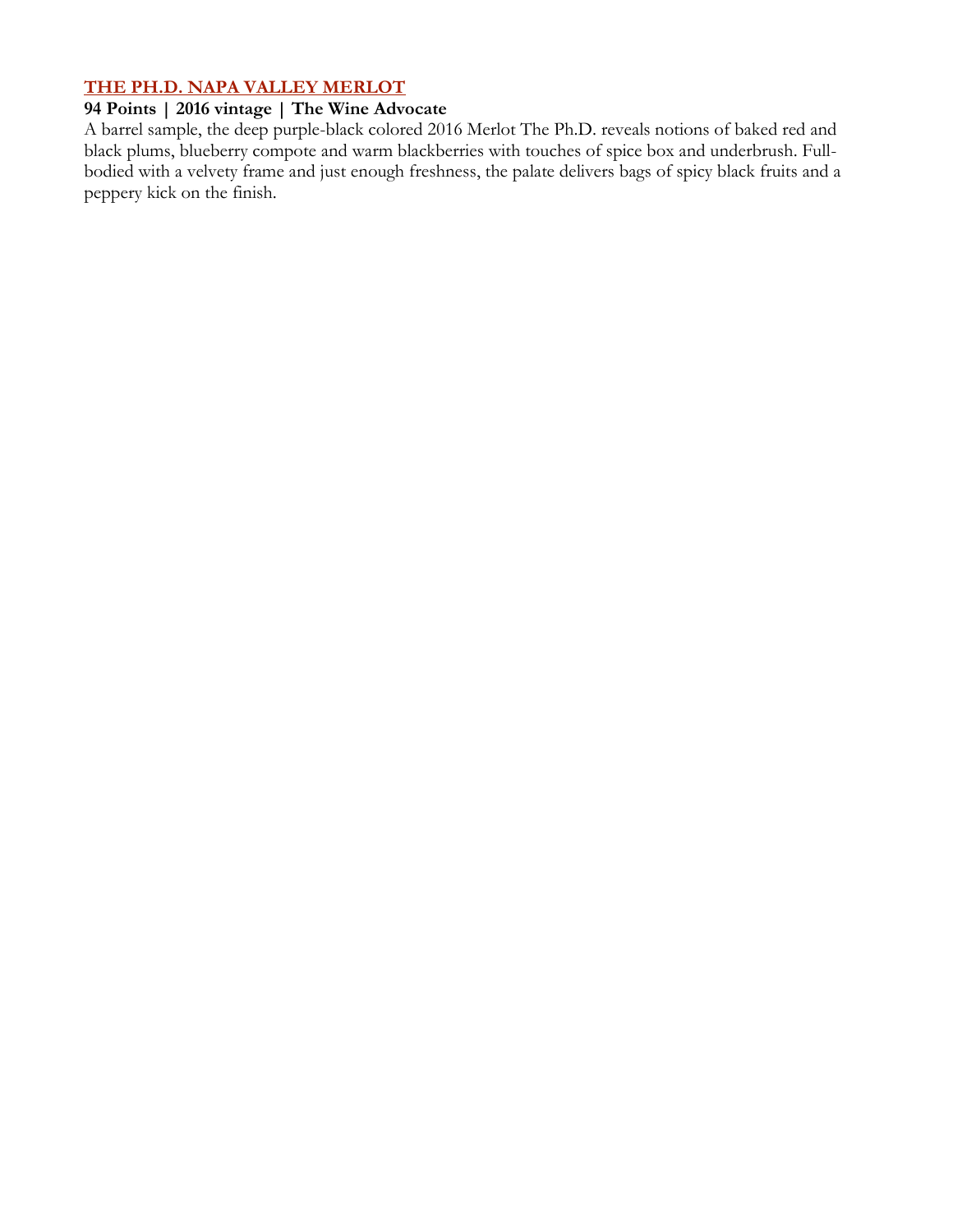## THE PH.D. NAPA VALLEY MERLOT

**94 Points | 2016 vintage | The Wine Advocate**

A barrel sample, the deep purple-black colored 2016 Merlot The Ph.D. reveals notions of baked red and black plums, blueberry compote and warm blackberries with touches of spice box and underbrush. Full-bodied with a velvety frame and just enough freshness, the palate delivers bags of spicy black fruits and a peppery kick on the finish.